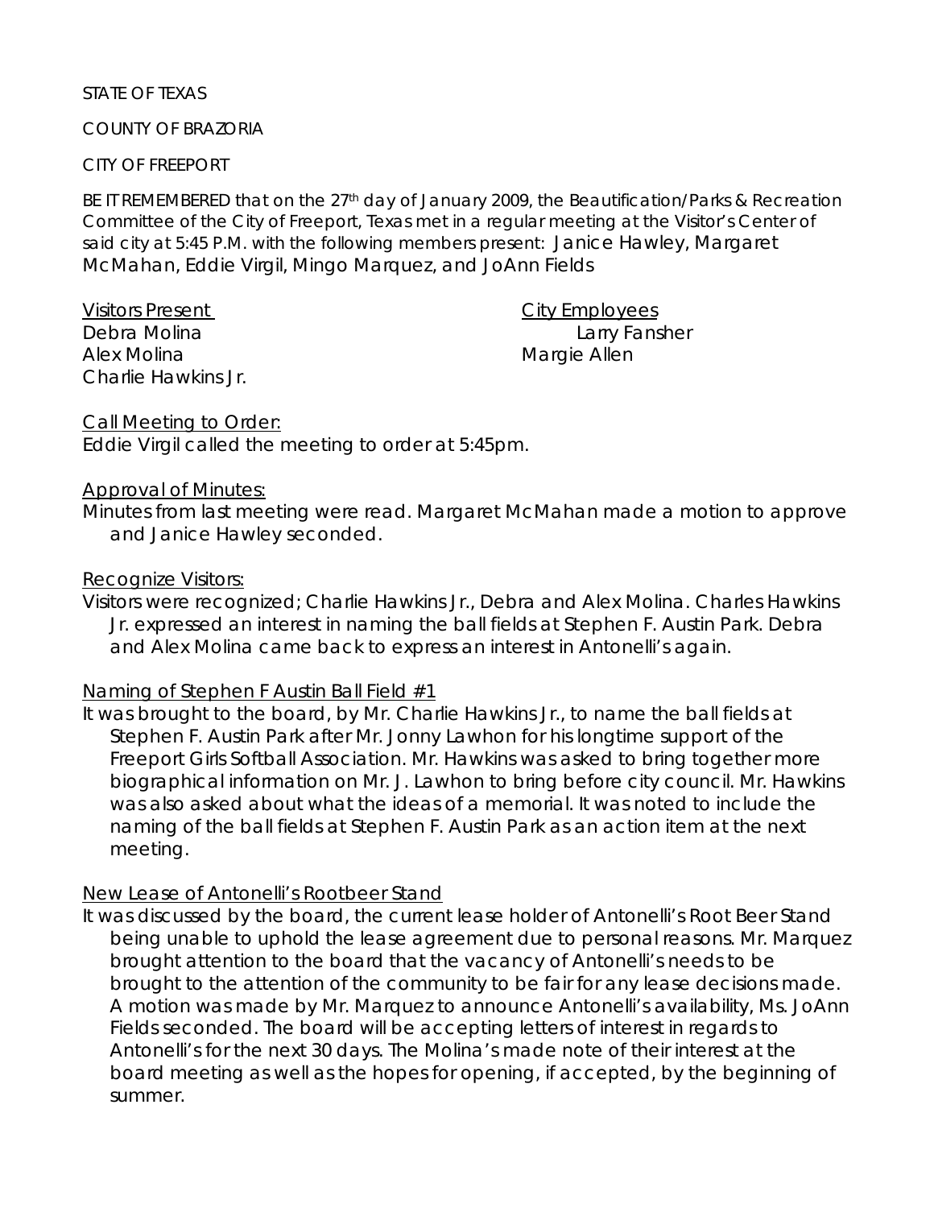STATE OF TEXAS

COUNTY OF BRAZORIA

CITY OF FREEPORT

BE IT REMEMBERED that on the 27th day of January 2009, the Beautification/Parks & Recreation Committee of the City of Freeport, Texas met in a regular meeting at the Visitor's Center of said city at 5:45 P.M. with the following members present: Janice Hawley, Margaret McMahan, Eddie Virgil, Mingo Marquez, and JoAnn Fields

| Visitors Present | City Employees |
|---|---|
| Debra Molina | Larry Fansher |
| Alex Molina | Margie Allen |
| Charlie Hawkins Jr. | |

Call Meeting to Order:

Eddie Virgil called the meeting to order at 5:45pm.

Approval of Minutes:

Minutes from last meeting were read. Margaret McMahan made a motion to approve and Janice Hawley seconded.

Recognize Visitors:

Visitors were recognized; Charlie Hawkins Jr., Debra and Alex Molina. Charles Hawkins Jr. expressed an interest in naming the ball fields at Stephen F. Austin Park. Debra and Alex Molina came back to express an interest in Antonelli's again.

Naming of Stephen F Austin Ball Field #1

It was brought to the board, by Mr. Charlie Hawkins Jr., to name the ball fields at Stephen F. Austin Park after Mr. Jonny Lawhon for his longtime support of the Freeport Girls Softball Association. Mr. Hawkins was asked to bring together more biographical information on Mr. J. Lawhon to bring before city council. Mr. Hawkins was also asked about what the ideas of a memorial. It was noted to include the naming of the ball fields at Stephen F. Austin Park as an action item at the next meeting.

New Lease of Antonelli's Rootbeer Stand

It was discussed by the board, the current lease holder of Antonelli's Root Beer Stand being unable to uphold the lease agreement due to personal reasons. Mr. Marquez brought attention to the board that the vacancy of Antonelli's needs to be brought to the attention of the community to be fair for any lease decisions made. A motion was made by Mr. Marquez to announce Antonelli's availability, Ms. JoAnn Fields seconded. The board will be accepting letters of interest in regards to Antonelli's for the next 30 days. The Molina's made note of their interest at the board meeting as well as the hopes for opening, if accepted, by the beginning of summer.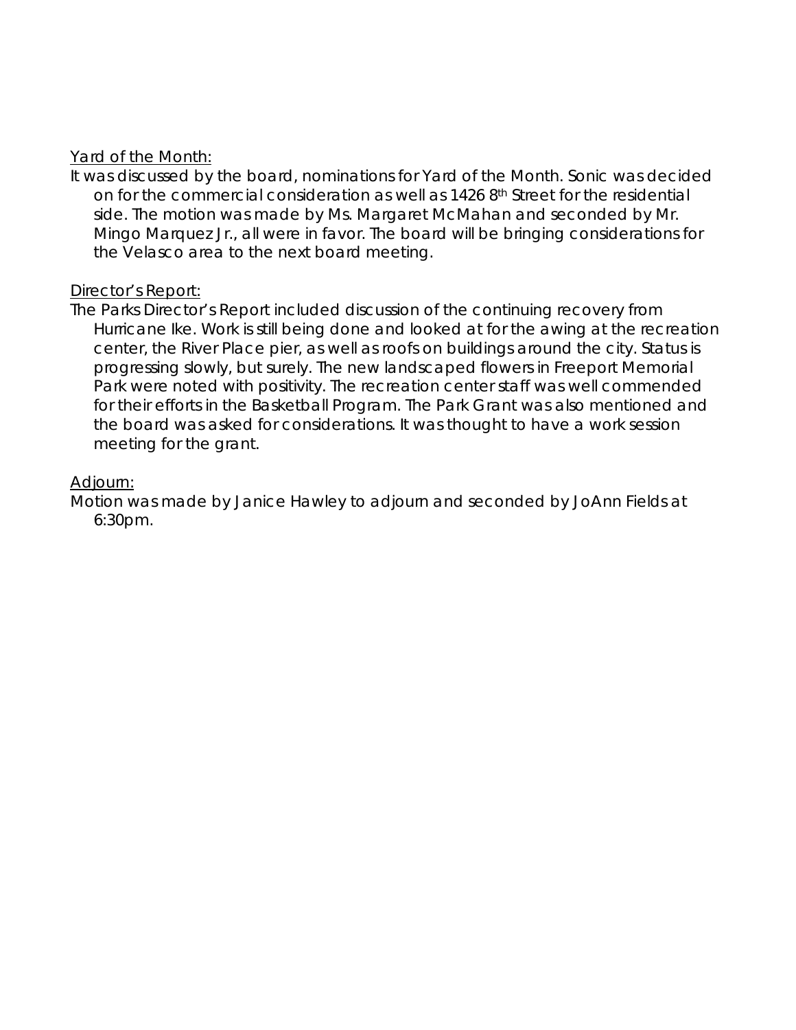Yard of the Month:

It was discussed by the board, nominations for Yard of the Month. Sonic was decided on for the commercial consideration as well as 1426 8th Street for the residential side. The motion was made by Ms. Margaret McMahan and seconded by Mr. Mingo Marquez Jr., all were in favor. The board will be bringing considerations for the Velasco area to the next board meeting.

Director's Report:

The Parks Director's Report included discussion of the continuing recovery from Hurricane Ike. Work is still being done and looked at for the awing at the recreation center, the River Place pier, as well as roofs on buildings around the city. Status is progressing slowly, but surely. The new landscaped flowers in Freeport Memorial Park were noted with positivity. The recreation center staff was well commended for their efforts in the Basketball Program. The Park Grant was also mentioned and the board was asked for considerations. It was thought to have a work session meeting for the grant.

Adjourn:

Motion was made by Janice Hawley to adjourn and seconded by JoAnn Fields at 6:30pm.